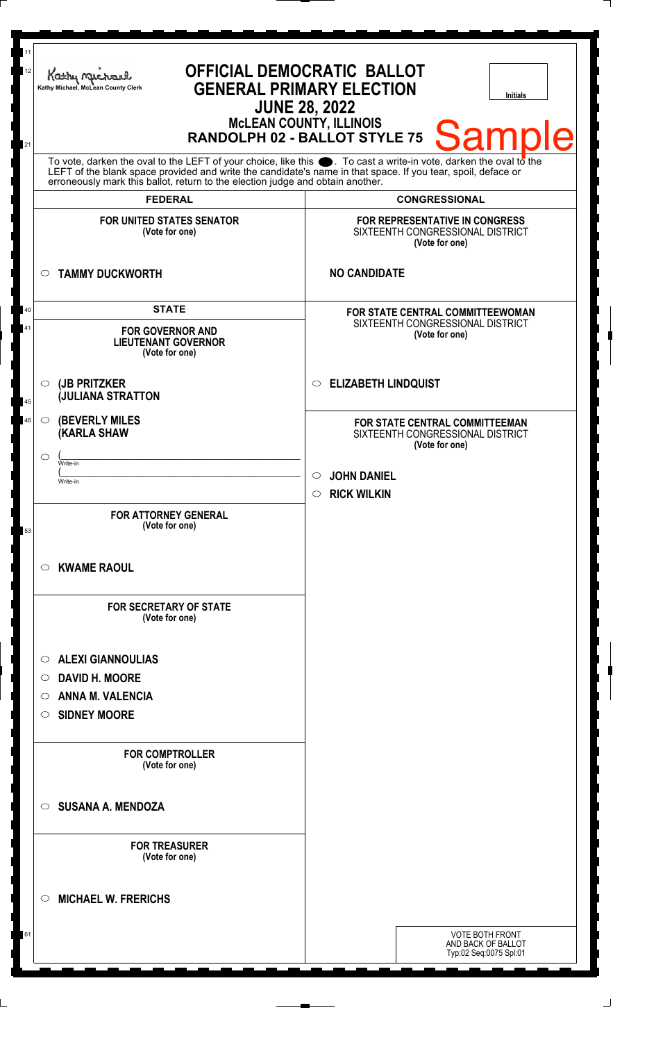Kathy Michael, McLean County Clerk

# OFFICIAL DEMOCRATIC BALLOT
## GENERAL PRIMARY ELECTION
### JUNE 28, 2022
### McLEAN COUNTY, ILLINOIS
### RANDOLPH 02 - BALLOT STYLE 75

Initials

Sample

To vote, darken the oval to the LEFT of your choice, like this ⬬. To cast a write-in vote, darken the oval to the LEFT of the blank space provided and write the candidate's name in that space. If you tear, spoil, deface or erroneously mark this ballot, return to the election judge and obtain another.

## FEDERAL

**FOR UNITED STATES SENATOR**
(Vote for one)

- ○ **TAMMY DUCKWORTH**

## STATE

**FOR GOVERNOR AND LIEUTENANT GOVERNOR**
(Vote for one)

- ○ **(JB PRITZKER**
  **(JULIANA STRATTON**
- ○ **(BEVERLY MILES**
  **(KARLA SHAW**
- ○ (\_\_\_\_\_\_\_\_\_\_\_\_\_\_\_\_\_\_\_\_
  Write-in
  (\_\_\_\_\_\_\_\_\_\_\_\_\_\_\_\_\_\_\_\_
  Write-in

**FOR ATTORNEY GENERAL**
(Vote for one)

- ○ **KWAME RAOUL**

**FOR SECRETARY OF STATE**
(Vote for one)

- ○ **ALEXI GIANNOULIAS**
- ○ **DAVID H. MOORE**
- ○ **ANNA M. VALENCIA**
- ○ **SIDNEY MOORE**

**FOR COMPTROLLER**
(Vote for one)

- ○ **SUSANA A. MENDOZA**

**FOR TREASURER**
(Vote for one)

- ○ **MICHAEL W. FRERICHS**

## CONGRESSIONAL

**FOR REPRESENTATIVE IN CONGRESS**
SIXTEENTH CONGRESSIONAL DISTRICT
(Vote for one)

**NO CANDIDATE**

**FOR STATE CENTRAL COMMITTEEWOMAN**
SIXTEENTH CONGRESSIONAL DISTRICT
(Vote for one)

- ○ **ELIZABETH LINDQUIST**

**FOR STATE CENTRAL COMMITTEEMAN**
SIXTEENTH CONGRESSIONAL DISTRICT
(Vote for one)

- ○ **JOHN DANIEL**
- ○ **RICK WILKIN**

VOTE BOTH FRONT AND BACK OF BALLOT
Typ:02 Seq:0075 Spl:01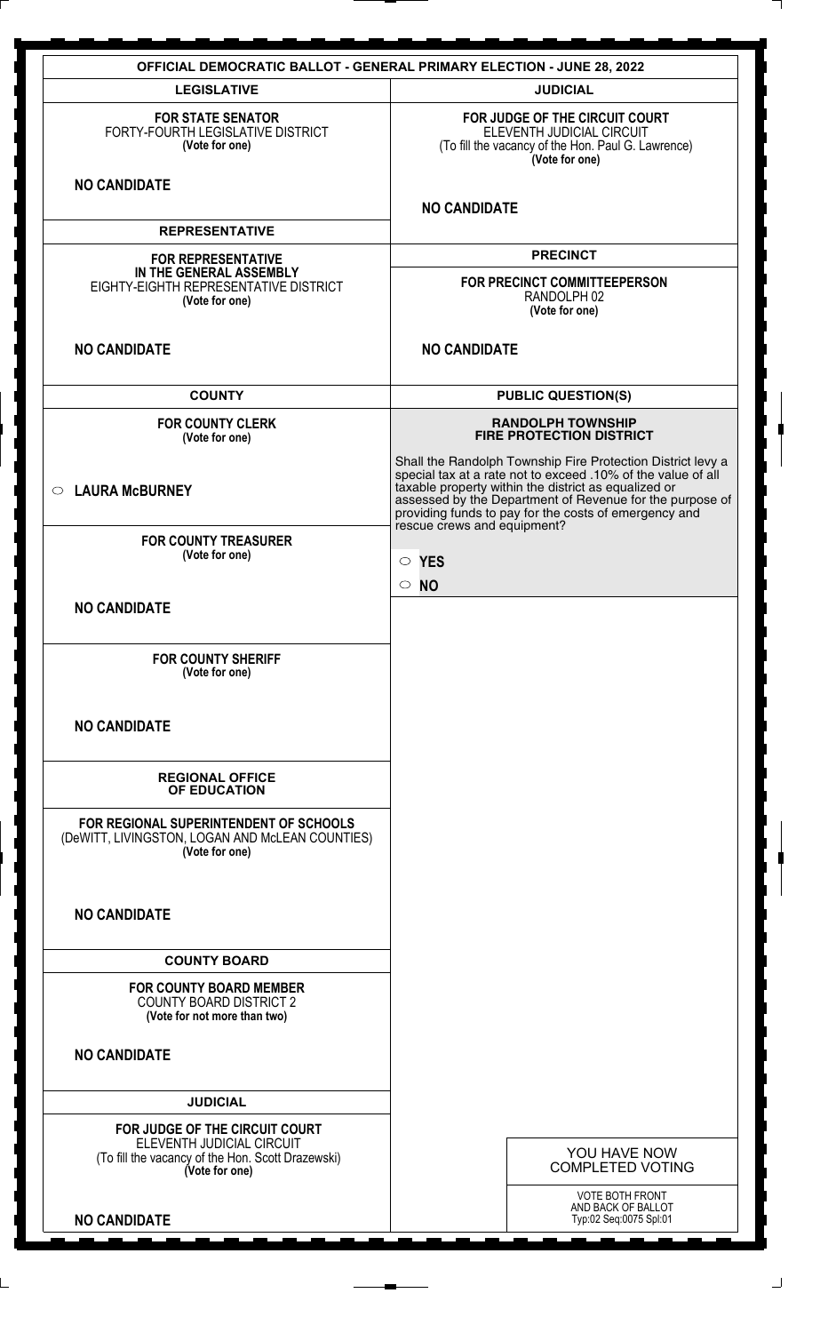# OFFICIAL DEMOCRATIC BALLOT - GENERAL PRIMARY ELECTION - JUNE 28, 2022

## LEGISLATIVE

**FOR STATE SENATOR**
FORTY-FOURTH LEGISLATIVE DISTRICT
**(Vote for one)**

**NO CANDIDATE**

## REPRESENTATIVE

**FOR REPRESENTATIVE IN THE GENERAL ASSEMBLY**
EIGHTY-EIGHTH REPRESENTATIVE DISTRICT
**(Vote for one)**

**NO CANDIDATE**

## COUNTY

**FOR COUNTY CLERK**
**(Vote for one)**

○ **LAURA McBURNEY**

**FOR COUNTY TREASURER**
**(Vote for one)**

**NO CANDIDATE**

**FOR COUNTY SHERIFF**
**(Vote for one)**

**NO CANDIDATE**

## REGIONAL OFFICE OF EDUCATION

**FOR REGIONAL SUPERINTENDENT OF SCHOOLS**
(DeWITT, LIVINGSTON, LOGAN AND McLEAN COUNTIES)
**(Vote for one)**

**NO CANDIDATE**

## COUNTY BOARD

**FOR COUNTY BOARD MEMBER**
COUNTY BOARD DISTRICT 2
**(Vote for not more than two)**

**NO CANDIDATE**

## JUDICIAL

**FOR JUDGE OF THE CIRCUIT COURT**
ELEVENTH JUDICIAL CIRCUIT
(To fill the vacancy of the Hon. Scott Drazewski)
**(Vote for one)**

**NO CANDIDATE**

## JUDICIAL

**FOR JUDGE OF THE CIRCUIT COURT**
ELEVENTH JUDICIAL CIRCUIT
(To fill the vacancy of the Hon. Paul G. Lawrence)
**(Vote for one)**

**NO CANDIDATE**

## PRECINCT

**FOR PRECINCT COMMITTEEPERSON**
RANDOLPH 02
**(Vote for one)**

**NO CANDIDATE**

## PUBLIC QUESTION(S)

**RANDOLPH TOWNSHIP FIRE PROTECTION DISTRICT**

Shall the Randolph Township Fire Protection District levy a special tax at a rate not to exceed .10% of the value of all taxable property within the district as equalized or assessed by the Department of Revenue for the purpose of providing funds to pay for the costs of emergency and rescue crews and equipment?

○ **YES**

○ **NO**

YOU HAVE NOW COMPLETED VOTING

VOTE BOTH FRONT AND BACK OF BALLOT
Typ:02 Seq:0075 Spl:01